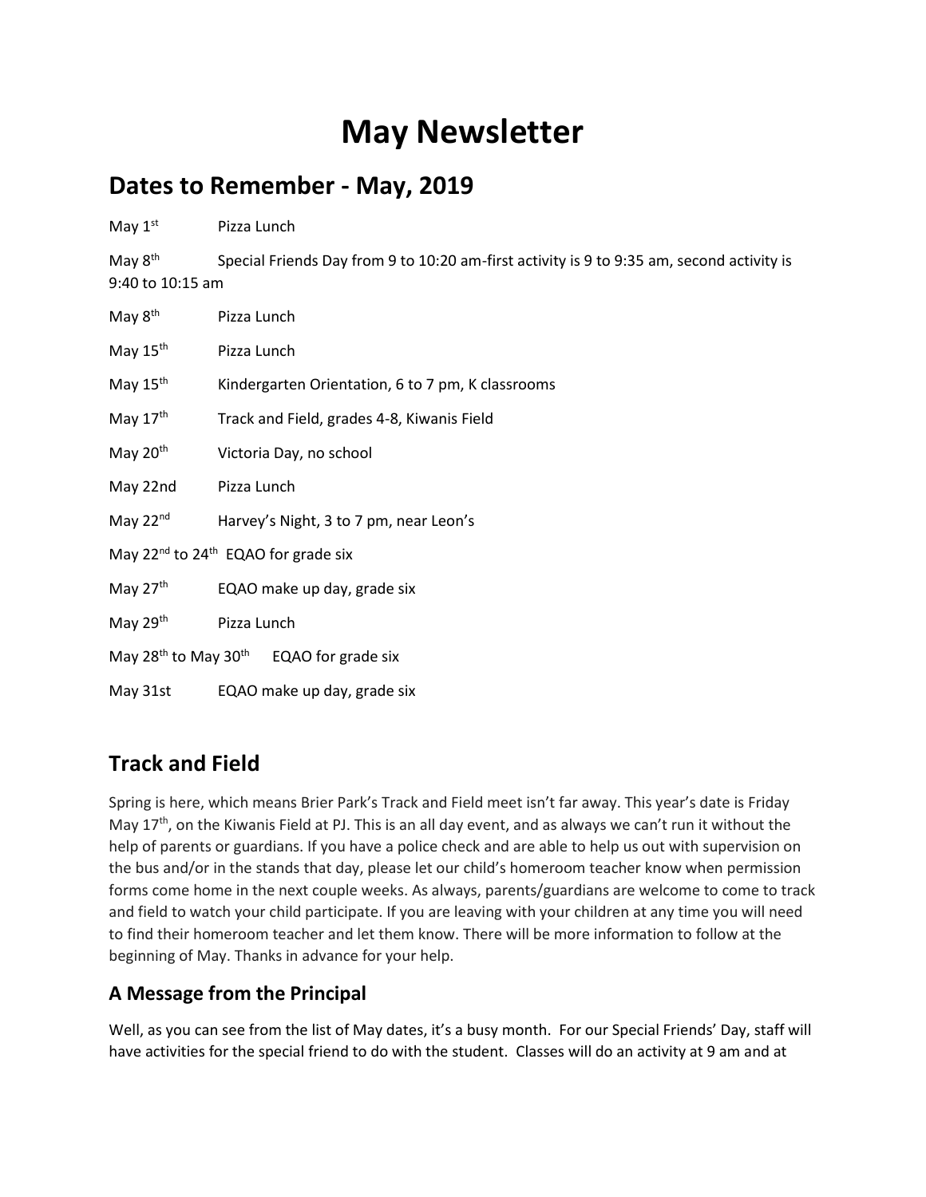# May Newsletter

## Dates to Remember - May, 2019

May 1st Pizza Lunch

May 8th Special Friends Day from 9 to 10:20 am-first activity is 9 to 9:35 am, second activity is 9:40 to 10:15 am

May 8th Pizza Lunch

May 15th Pizza Lunch

May 15th Kindergarten Orientation, 6 to 7 pm, K classrooms

May 17th Track and Field, grades 4-8, Kiwanis Field

May 20th Victoria Day, no school

May 22nd Pizza Lunch

May 22nd Harvey's Night, 3 to 7 pm, near Leon's

May 22nd to 24th EQAO for grade six

May 27th EQAO make up day, grade six

May 29th Pizza Lunch

May 28th to May 30th EQAO for grade six

May 31st EQAO make up day, grade six

## Track and Field

Spring is here, which means Brier Park's Track and Field meet isn't far away. This year's date is Friday May 17th, on the Kiwanis Field at PJ. This is an all day event, and as always we can't run it without the help of parents or guardians. If you have a police check and are able to help us out with supervision on the bus and/or in the stands that day, please let our child's homeroom teacher know when permission forms come home in the next couple weeks. As always, parents/guardians are welcome to come to track and field to watch your child participate. If you are leaving with your children at any time you will need to find their homeroom teacher and let them know. There will be more information to follow at the beginning of May. Thanks in advance for your help.

### A Message from the Principal

Well, as you can see from the list of May dates, it's a busy month. For our Special Friends' Day, staff will have activities for the special friend to do with the student. Classes will do an activity at 9 am and at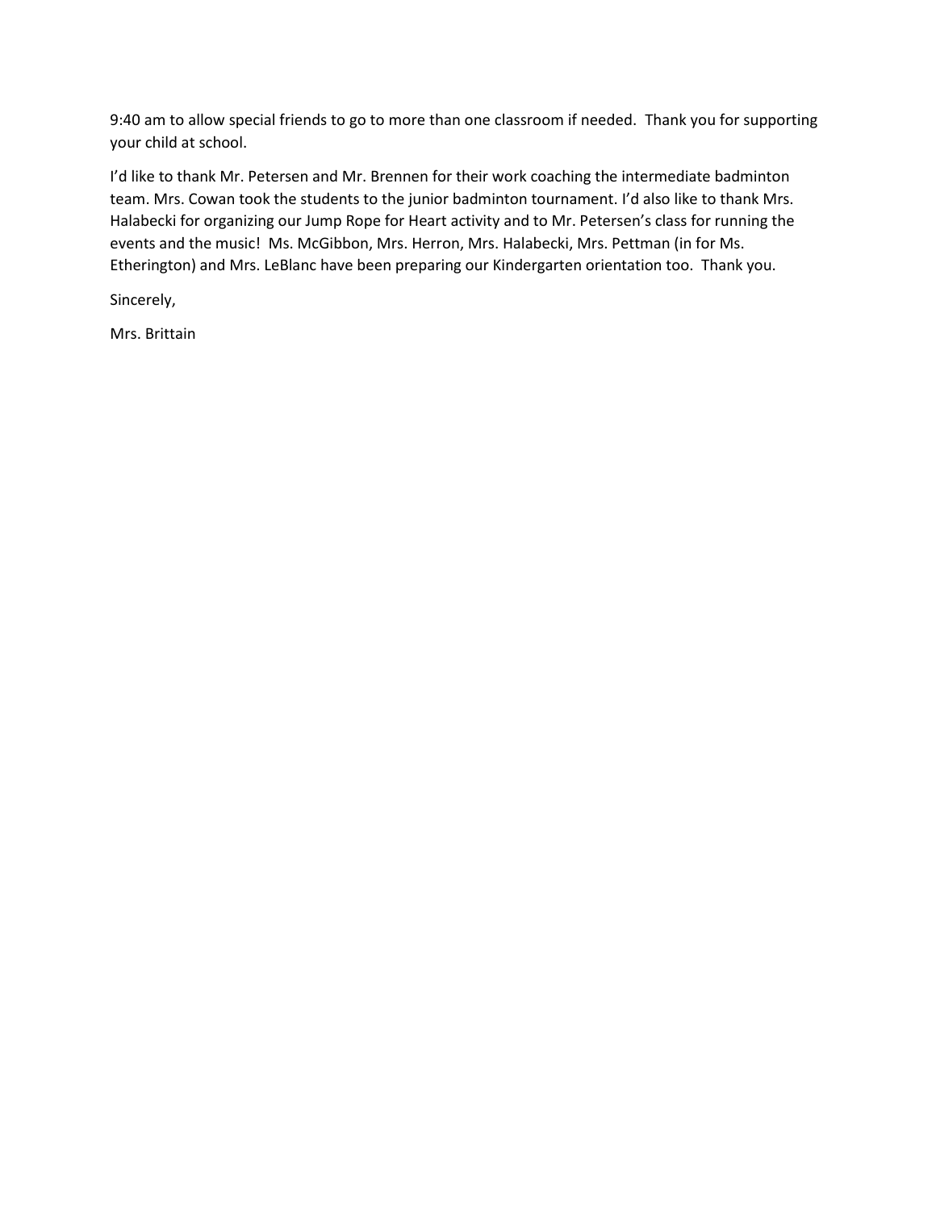9:40 am to allow special friends to go to more than one classroom if needed. Thank you for supporting your child at school.

I'd like to thank Mr. Petersen and Mr. Brennen for their work coaching the intermediate badminton team. Mrs. Cowan took the students to the junior badminton tournament. I'd also like to thank Mrs. Halabecki for organizing our Jump Rope for Heart activity and to Mr. Petersen's class for running the events and the music! Ms. McGibbon, Mrs. Herron, Mrs. Halabecki, Mrs. Pettman (in for Ms. Etherington) and Mrs. LeBlanc have been preparing our Kindergarten orientation too. Thank you.

Sincerely,

Mrs. Brittain